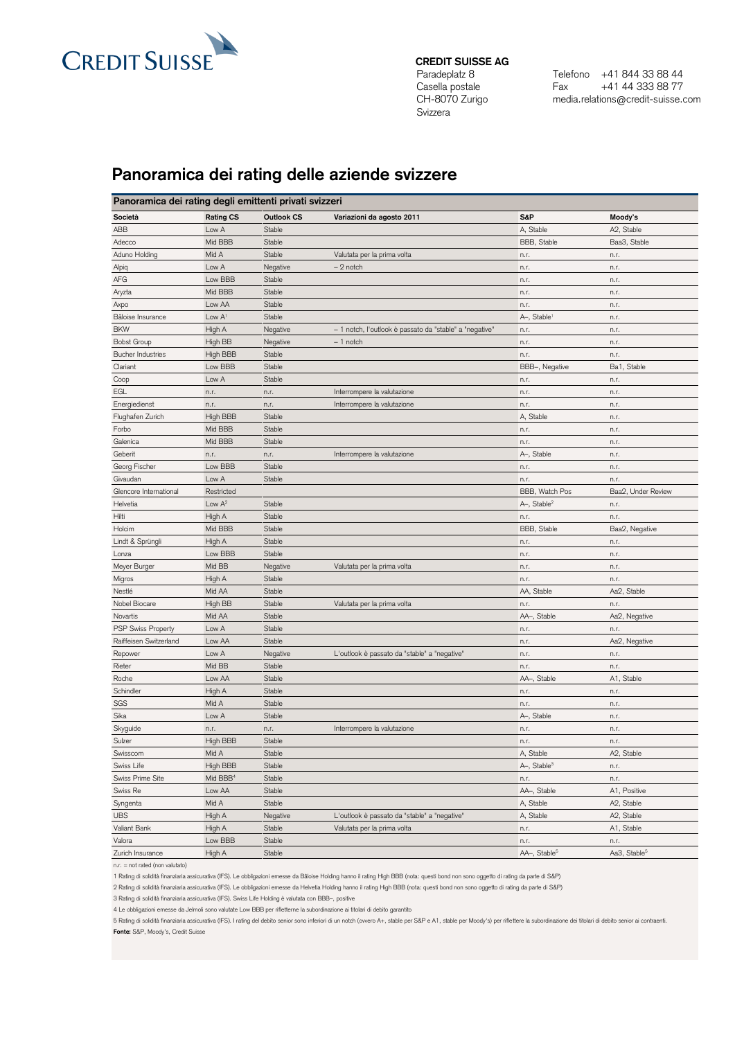**CREDIT SUISSE AG**
Paradeplatz 8
Casella postale
CH-8070 Zurigo
Svizzera

Telefono +41 844 33 88 44
Fax +41 44 333 88 77
media.relations@credit-suisse.com

# Panoramica dei rating delle aziende svizzere

## Panoramica dei rating degli emittenti privati svizzeri

| Società | Rating CS | Outlook CS | Variazioni da agosto 2011 | S&P | Moody's |
|---|---|---|---|---|---|
| ABB | Low A | Stable | | A, Stable | A2, Stable |
| Adecco | Mid BBB | Stable | | BBB, Stable | Baa3, Stable |
| Aduno Holding | Mid A | Stable | Valutata per la prima volta | n.r. | n.r. |
| Alpiq | Low A | Negative | – 2 notch | n.r. | n.r. |
| AFG | Low BBB | Stable | | n.r. | n.r. |
| Aryzta | Mid BBB | Stable | | n.r. | n.r. |
| Axpo | Low AA | Stable | | n.r. | n.r. |
| Bâloise Insurance | Low A[1] | Stable | | A–, Stable[1] | n.r. |
| BKW | High A | Negative | – 1 notch, l'outlook è passato da "stable" a "negative" | n.r. | n.r. |
| Bobst Group | High BB | Negative | – 1 notch | n.r. | n.r. |
| Bucher Industries | High BBB | Stable | | n.r. | n.r. |
| Clariant | Low BBB | Stable | | BBB–, Negative | Ba1, Stable |
| Coop | Low A | Stable | | n.r. | n.r. |
| EGL | n.r. | n.r. | Interrompere la valutazione | n.r. | n.r. |
| Energiedienst | n.r. | n.r. | Interrompere la valutazione | n.r. | n.r. |
| Flughafen Zurich | High BBB | Stable | | A, Stable | n.r. |
| Forbo | Mid BBB | Stable | | n.r. | n.r. |
| Galenica | Mid BBB | Stable | | n.r. | n.r. |
| Geberit | n.r. | n.r. | Interrompere la valutazione | A–, Stable | n.r. |
| Georg Fischer | Low BBB | Stable | | n.r. | n.r. |
| Givaudan | Low A | Stable | | n.r. | n.r. |
| Glencore International | Restricted | | | BBB, Watch Pos | Baa2, Under Review |
| Helvetia | Low A[2] | Stable | | A–, Stable[2] | n.r. |
| Hilti | High A | Stable | | n.r. | n.r. |
| Holcim | Mid BBB | Stable | | BBB, Stable | Baa2, Negative |
| Lindt & Sprüngli | High A | Stable | | n.r. | n.r. |
| Lonza | Low BBB | Stable | | n.r. | n.r. |
| Meyer Burger | Mid BB | Negative | Valutata per la prima volta | n.r. | n.r. |
| Migros | High A | Stable | | n.r. | n.r. |
| Nestlé | Mid AA | Stable | | AA, Stable | Aa2, Stable |
| Nobel Biocare | High BB | Stable | Valutata per la prima volta | n.r. | n.r. |
| Novartis | Mid AA | Stable | | AA–, Stable | Aa2, Negative |
| PSP Swiss Property | Low A | Stable | | n.r. | n.r. |
| Raiffeisen Switzerland | Low AA | Stable | | n.r. | Aa2, Negative |
| Repower | Low A | Negative | L'outlook è passato da "stable" a "negative" | n.r. | n.r. |
| Rieter | Mid BB | Stable | | n.r. | n.r. |
| Roche | Low AA | Stable | | AA–, Stable | A1, Stable |
| Schindler | High A | Stable | | n.r. | n.r. |
| SGS | Mid A | Stable | | n.r. | n.r. |
| Sika | Low A | Stable | | A–, Stable | n.r. |
| Skyguide | n.r. | n.r. | Interrompere la valutazione | n.r. | n.r. |
| Sulzer | High BBB | Stable | | n.r. | n.r. |
| Swisscom | Mid A | Stable | | A, Stable | A2, Stable |
| Swiss Life | High BBB | Stable | | A–, Stable[3] | n.r. |
| Swiss Prime Site | Mid BBB[4] | Stable | | n.r. | n.r. |
| Swiss Re | Low AA | Stable | | AA–, Stable | A1, Positive |
| Syngenta | Mid A | Stable | | A, Stable | A2, Stable |
| UBS | High A | Negative | L'outlook è passato da "stable" a "negative" | A, Stable | A2, Stable |
| Valiant Bank | High A | Stable | Valutata per la prima volta | n.r. | A1, Stable |
| Valora | Low BBB | Stable | | n.r. | n.r. |
| Zurich Insurance | High A | Stable | | AA–, Stable[5] | Aa3, Stable[5] |

n.r. = not rated (non valutato)

1 Rating di solidità finanziaria assicurativa (IFS). Le obbligazioni emesse da Bâloise Holding hanno il rating High BBB (nota: questi bond non sono oggetto di rating da parte di S&P)

2 Rating di solidità finanziaria assicurativa (IFS). Le obbligazioni emesse da Helvetia Holding hanno il rating High BBB (nota: questi bond non sono oggetto di rating da parte di S&P)

3 Rating di solidità finanziaria assicurativa (IFS). Swiss Life Holding è valutata con BBB–, positive

4 Le obbligazioni emesse da Jelmoli sono valutate Low BBB per rifletterne la subordinazione ai titolari di debito garantito

5 Rating di solidità finanziaria assicurativa (IFS). I rating del debito senior sono inferiori di un notch (ovvero A+, stable per S&P e A1, stable per Moody's) per riflettere la subordinazione dei titolari di debito senior ai contraenti.

**Fonte:** S&P, Moody's, Credit Suisse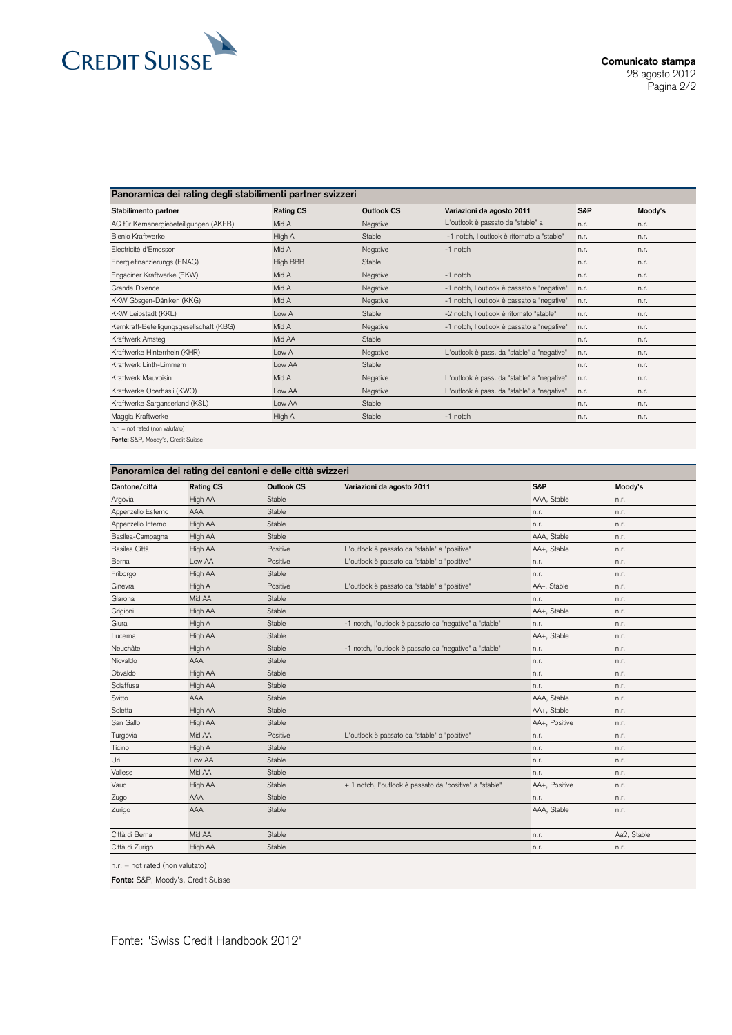## Panoramica dei rating degli stabilimenti partner svizzeri

| Stabilimento partner | Rating CS | Outlook CS | Variazioni da agosto 2011 | S&P | Moody's |
|---|---|---|---|---|---|
| AG für Kernenergiebeteiligungen (AKEB) | Mid A | Negative | L'outlook è passato da "stable" a | n.r. | n.r. |
| Blenio Kraftwerke | High A | Stable | -1 notch, l'outlook è ritornato a "stable" | n.r. | n.r. |
| Electricité d'Emosson | Mid A | Negative | -1 notch | n.r. | n.r. |
| Energiefinanzierungs (ENAG) | High BBB | Stable | | n.r. | n.r. |
| Engadiner Kraftwerke (EKW) | Mid A | Negative | -1 notch | n.r. | n.r. |
| Grande Dixence | Mid A | Negative | -1 notch, l'outlook è passato a "negative" | n.r. | n.r. |
| KKW Gösgen-Däniken (KKG) | Mid A | Negative | -1 notch, l'outlook è passato a "negative" | n.r. | n.r. |
| KKW Leibstadt (KKL) | Low A | Stable | -2 notch, l'outlook è ritornato "stable" | n.r. | n.r. |
| Kernkraft-Beteiligungsgesellschaft (KBG) | Mid A | Negative | -1 notch, l'outlook è passato a "negative" | n.r. | n.r. |
| Kraftwerk Amsteg | Mid AA | Stable | | n.r. | n.r. |
| Kraftwerke Hinterrhein (KHR) | Low A | Negative | L'outlook è pass. da "stable" a "negative" | n.r. | n.r. |
| Kraftwerk Linth-Limmern | Low AA | Stable | | n.r. | n.r. |
| Kraftwerk Mauvoisin | Mid A | Negative | L'outlook è pass. da "stable" a "negative" | n.r. | n.r. |
| Kraftwerke Oberhasli (KWO) | Low AA | Negative | L'outlook è pass. da "stable" a "negative" | n.r. | n.r. |
| Kraftwerke Sarganserland (KSL) | Low AA | Stable | | n.r. | n.r. |
| Maggia Kraftwerke | High A | Stable | -1 notch | n.r. | n.r. |

n.r. = not rated (non valutato)

**Fonte:** S&P, Moody's, Credit Suisse

## Panoramica dei rating dei cantoni e delle città svizzeri

| Cantone/città | Rating CS | Outlook CS | Variazioni da agosto 2011 | S&P | Moody's |
|---|---|---|---|---|---|
| Argovia | High AA | Stable | | AAA, Stable | n.r. |
| Appenzello Esterno | AAA | Stable | | n.r. | n.r. |
| Appenzello Interno | High AA | Stable | | n.r. | n.r. |
| Basilea-Campagna | High AA | Stable | | AAA, Stable | n.r. |
| Basilea Città | High AA | Positive | L'outlook è passato da "stable" a "positive" | AA+, Stable | n.r. |
| Berna | Low AA | Positive | L'outlook è passato da "stable" a "positive" | n.r. | n.r. |
| Friborgo | High AA | Stable | | n.r. | n.r. |
| Ginevra | High A | Positive | L'outlook è passato da "stable" a "positive" | AA–, Stable | n.r. |
| Glarona | Mid AA | Stable | | n.r. | n.r. |
| Grigioni | High AA | Stable | | AA+, Stable | n.r. |
| Giura | High A | Stable | -1 notch, l'outlook è passato da "negative" a "stable" | n.r. | n.r. |
| Lucerna | High AA | Stable | | AA+, Stable | n.r. |
| Neuchâtel | High A | Stable | -1 notch, l'outlook è passato da "negative" a "stable" | n.r. | n.r. |
| Nidvaldo | AAA | Stable | | n.r. | n.r. |
| Obvaldo | High AA | Stable | | n.r. | n.r. |
| Sciaffusa | High AA | Stable | | n.r. | n.r. |
| Svitto | AAA | Stable | | AAA, Stable | n.r. |
| Soletta | High AA | Stable | | AA+, Stable | n.r. |
| San Gallo | High AA | Stable | | AA+, Positive | n.r. |
| Turgovia | Mid AA | Positive | L'outlook è passato da "stable" a "positive" | n.r. | n.r. |
| Ticino | High A | Stable | | n.r. | n.r. |
| Uri | Low AA | Stable | | n.r. | n.r. |
| Vallese | Mid AA | Stable | | n.r. | n.r. |
| Vaud | High AA | Stable | + 1 notch, l'outlook è passato da "positive" a "stable" | AA+, Positive | n.r. |
| Zugo | AAA | Stable | | n.r. | n.r. |
| Zurigo | AAA | Stable | | AAA, Stable | n.r. |
| | | | | | |
| Città di Berna | Mid AA | Stable | | n.r. | Aa2, Stable |
| Città di Zurigo | High AA | Stable | | n.r. | n.r. |

n.r. = not rated (non valutato)

**Fonte:** S&P, Moody's, Credit Suisse

Fonte: "Swiss Credit Handbook 2012"